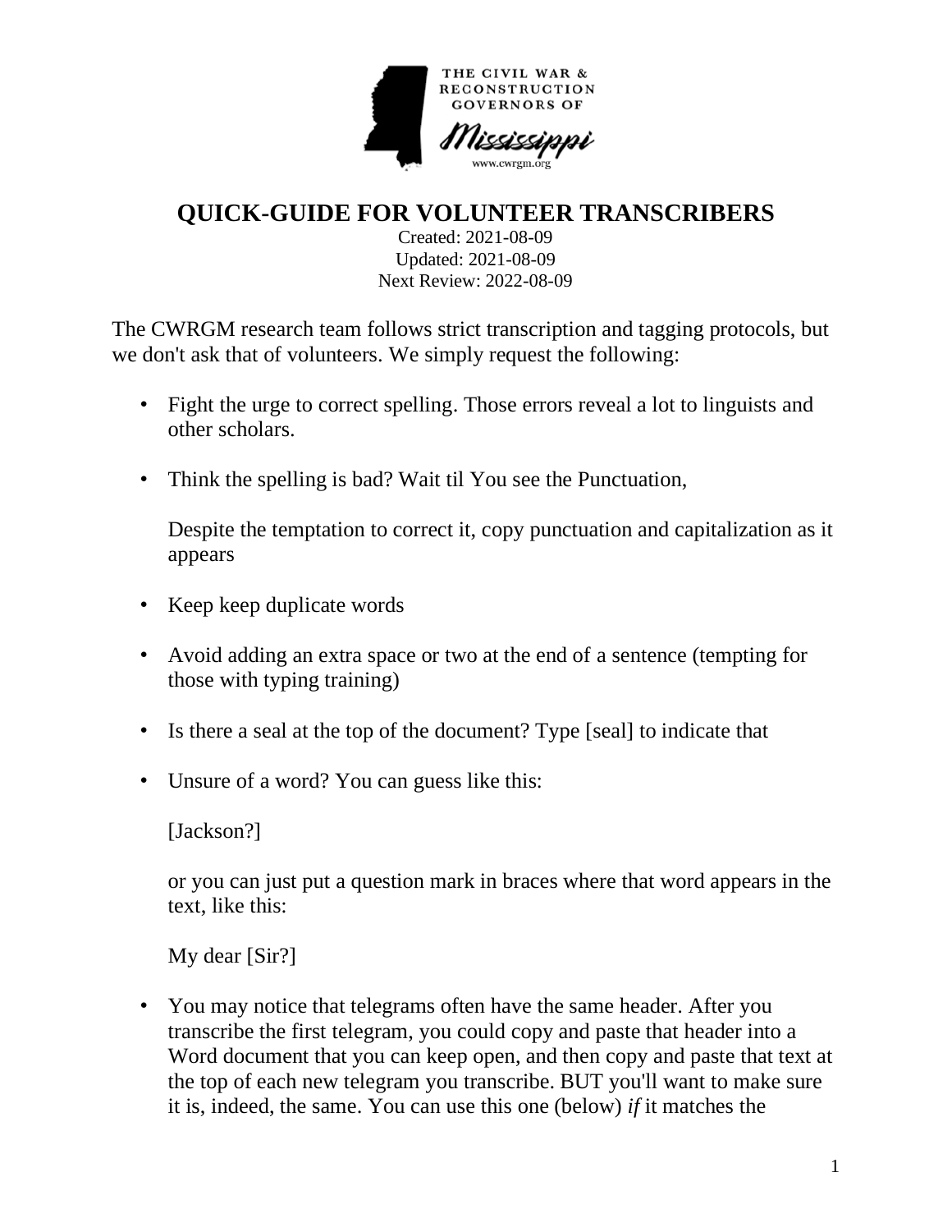THE CIVIL WAR & RECONSTRUCTION GOVERNORS OF Mississippi

www.cwrgm.org

# QUICK-GUIDE FOR VOLUNTEER TRANSCRIBERS

Created: 2021-08-09
Updated: 2021-08-09
Next Review: 2022-08-09

The CWRGM research team follows strict transcription and tagging protocols, but we don't ask that of volunteers. We simply request the following:

- Fight the urge to correct spelling. Those errors reveal a lot to linguists and other scholars.

- Think the spelling is bad? Wait til You see the Punctuation,

  Despite the temptation to correct it, copy punctuation and capitalization as it appears

- Keep keep duplicate words

- Avoid adding an extra space or two at the end of a sentence (tempting for those with typing training)

- Is there a seal at the top of the document? Type [seal] to indicate that

- Unsure of a word? You can guess like this:

  [Jackson?]

  or you can just put a question mark in braces where that word appears in the text, like this:

  My dear [Sir?]

- You may notice that telegrams often have the same header. After you transcribe the first telegram, you could copy and paste that header into a Word document that you can keep open, and then copy and paste that text at the top of each new telegram you transcribe. BUT you'll want to make sure it is, indeed, the same. You can use this one (below) *if* it matches the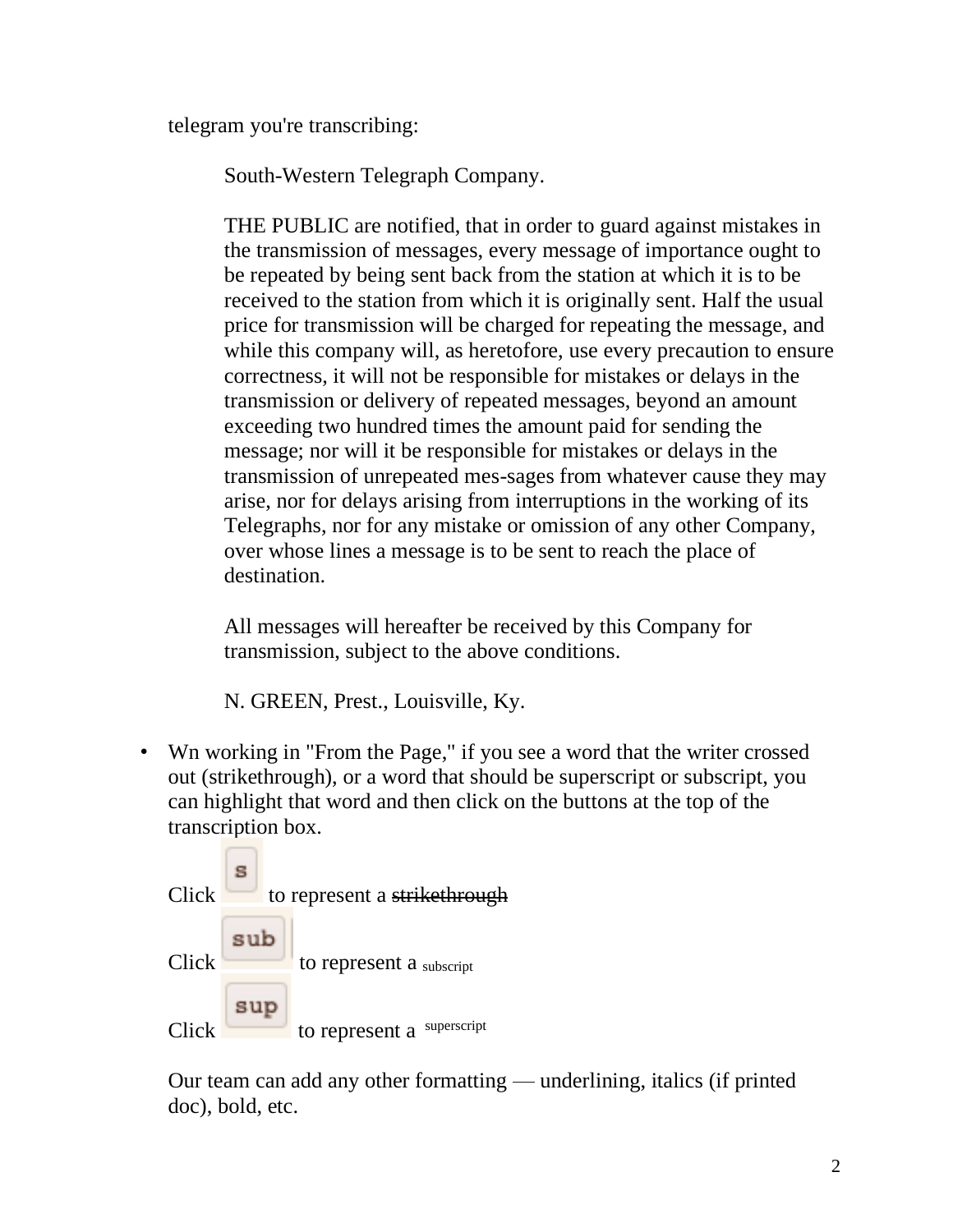telegram you're transcribing:

> South-Western Telegraph Company.
>
> THE PUBLIC are notified, that in order to guard against mistakes in the transmission of messages, every message of importance ought to be repeated by being sent back from the station at which it is to be received to the station from which it is originally sent. Half the usual price for transmission will be charged for repeating the message, and while this company will, as heretofore, use every precaution to ensure correctness, it will not be responsible for mistakes or delays in the transmission or delivery of repeated messages, beyond an amount exceeding two hundred times the amount paid for sending the message; nor will it be responsible for mistakes or delays in the transmission of unrepeated mes-sages from whatever cause they may arise, nor for delays arising from interruptions in the working of its Telegraphs, nor for any mistake or omission of any other Company, over whose lines a message is to be sent to reach the place of destination.
>
> All messages will hereafter be received by this Company for transmission, subject to the above conditions.
>
> N. GREEN, Prest., Louisville, Ky.

- Wn working in "From the Page," if you see a word that the writer crossed out (strikethrough), or a word that should be superscript or subscript, you can highlight that word and then click on the buttons at the top of the transcription box.

  Click [s] to represent a ~~strikethrough~~

  Click [sub] to represent a $_{\text{subscript}}$

  Click [sup] to represent a $^{\text{superscript}}$

  Our team can add any other formatting — underlining, italics (if printed doc), bold, etc.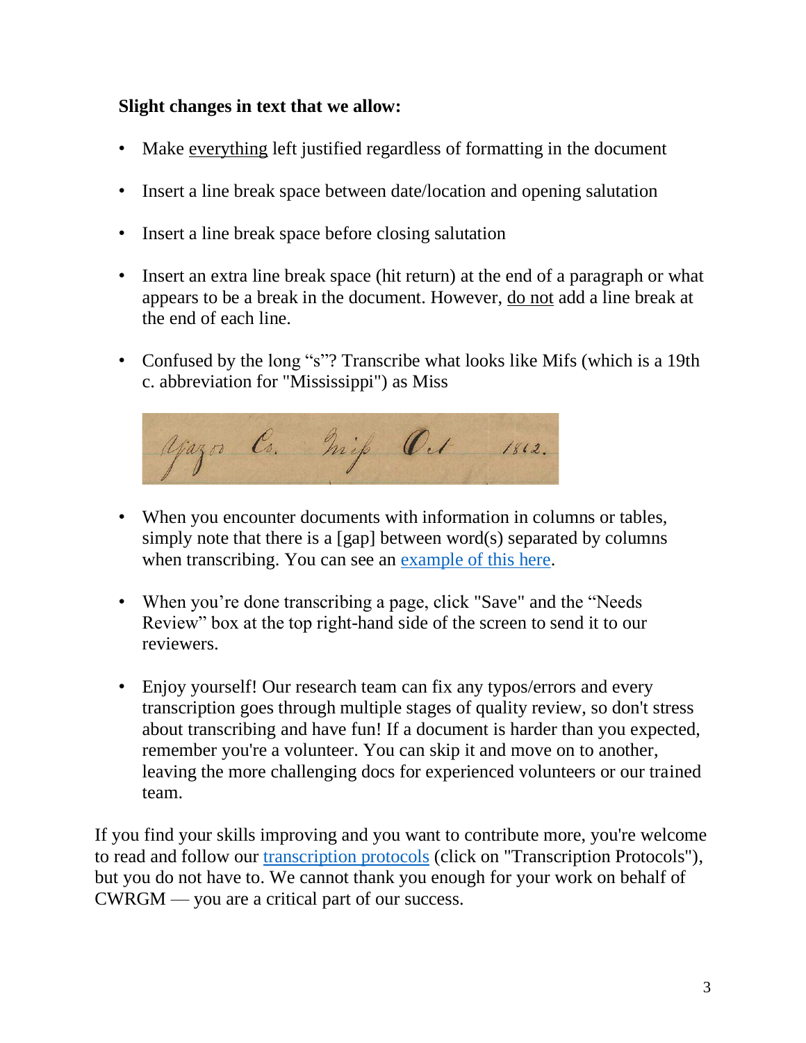**Slight changes in text that we allow:**

- Make everything left justified regardless of formatting in the document
- Insert a line break space between date/location and opening salutation
- Insert a line break space before closing salutation
- Insert an extra line break space (hit return) at the end of a paragraph or what appears to be a break in the document. However, do not add a line break at the end of each line.
- Confused by the long "s"? Transcribe what looks like Mifs (which is a 19th c. abbreviation for "Mississippi") as Miss
- When you encounter documents with information in columns or tables, simply note that there is a [gap] between word(s) separated by columns when transcribing. You can see an example of this here.
- When you're done transcribing a page, click "Save" and the "Needs Review" box at the top right-hand side of the screen to send it to our reviewers.
- Enjoy yourself! Our research team can fix any typos/errors and every transcription goes through multiple stages of quality review, so don't stress about transcribing and have fun! If a document is harder than you expected, remember you're a volunteer. You can skip it and move on to another, leaving the more challenging docs for experienced volunteers or our trained team.

If you find your skills improving and you want to contribute more, you're welcome to read and follow our transcription protocols (click on "Transcription Protocols"), but you do not have to. We cannot thank you enough for your work on behalf of CWRGM — you are a critical part of our success.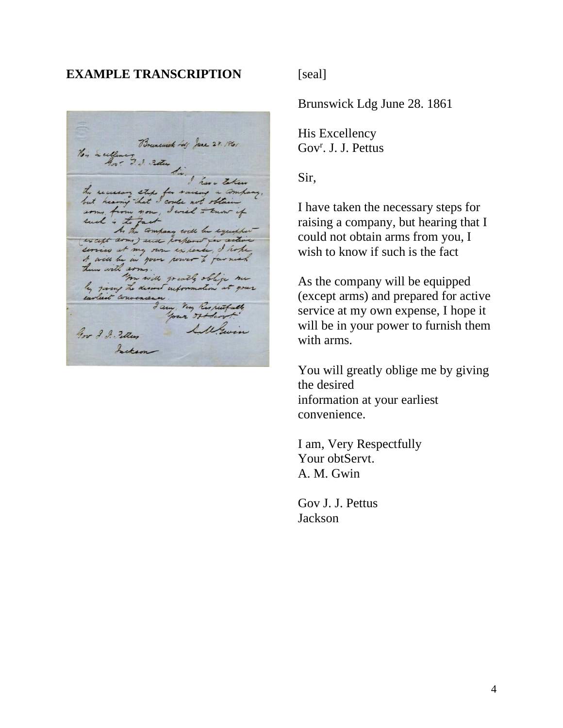**EXAMPLE TRANSCRIPTION**

[seal]

Brunswick Ldg June 28. 1861

His Excellency
Gov[r]. J. J. Pettus

Sir,

I have taken the necessary steps for raising a company, but hearing that I could not obtain arms from you, I wish to know if such is the fact

As the company will be equipped (except arms) and prepared for active service at my own expense, I hope it will be in your power to furnish them with arms.

You will greatly oblige me by giving the desired
information at your earliest convenience.

I am, Very Respectfully
Your obtServt.
A. M. Gwin

Gov J. J. Pettus
Jackson